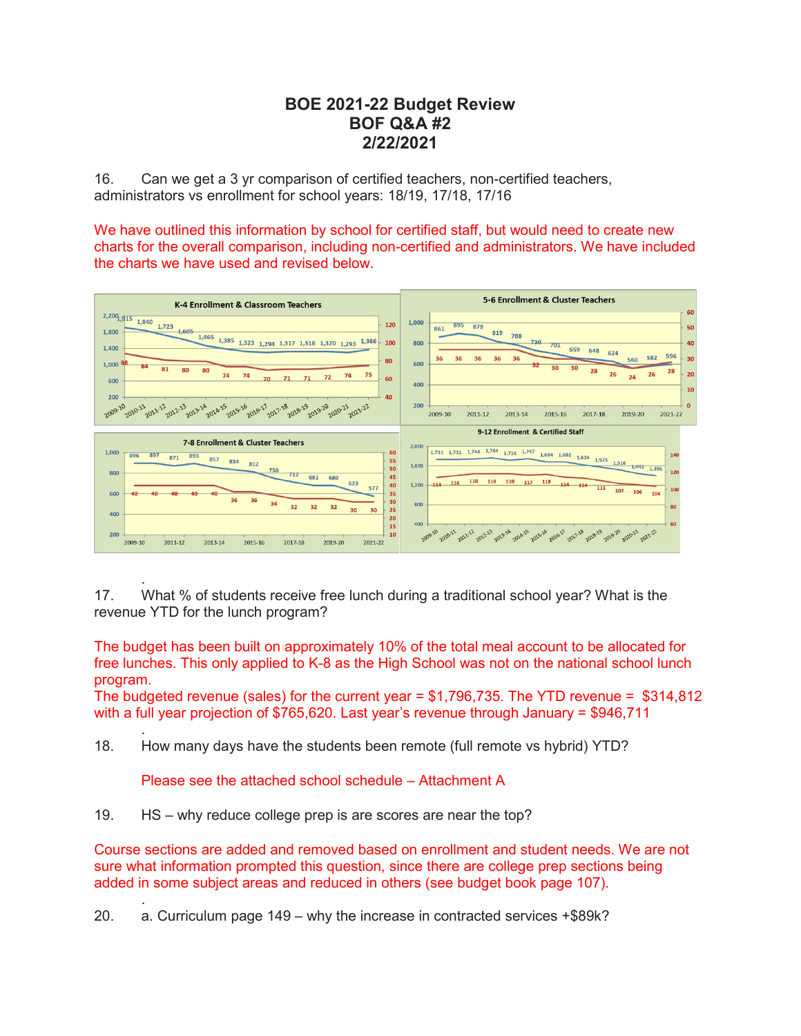# BOE 2021-22 Budget Review
# BOF Q&A #2
# 2/22/2021

16. Can we get a 3 yr comparison of certified teachers, non-certified teachers, administrators vs enrollment for school years: 18/19, 17/18, 17/16

We have outlined this information by school for certified staff, but would need to create new charts for the overall comparison, including non-certified and administrators. We have included the charts we have used and revised below.

.

17. What % of students receive free lunch during a traditional school year? What is the revenue YTD for the lunch program?

The budget has been built on approximately 10% of the total meal account to be allocated for free lunches. This only applied to K-8 as the High School was not on the national school lunch program.
The budgeted revenue (sales) for the current year = $1,796,735. The YTD revenue = $314,812 with a full year projection of $765,620. Last year's revenue through January = $946,711

.

18. How many days have the students been remote (full remote vs hybrid) YTD?

Please see the attached school schedule – Attachment A

19. HS – why reduce college prep is are scores are near the top?

Course sections are added and removed based on enrollment and student needs. We are not sure what information prompted this question, since there are college prep sections being added in some subject areas and reduced in others (see budget book page 107).

.

20. a. Curriculum page 149 – why the increase in contracted services +$89k?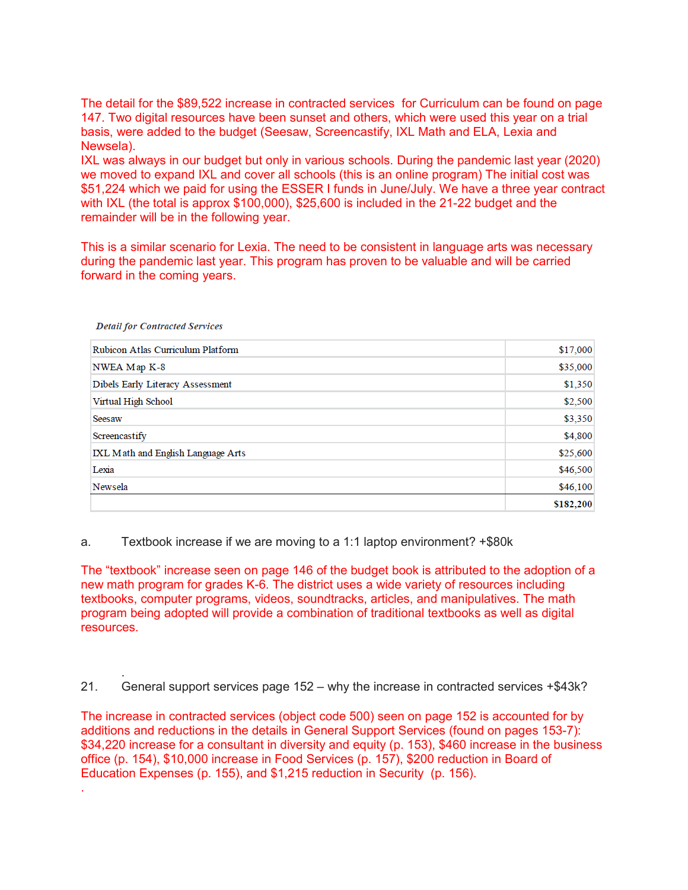The detail for the $89,522 increase in contracted services for Curriculum can be found on page 147. Two digital resources have been sunset and others, which were used this year on a trial basis, were added to the budget (Seesaw, Screencastify, IXL Math and ELA, Lexia and Newsela).
IXL was always in our budget but only in various schools. During the pandemic last year (2020) we moved to expand IXL and cover all schools (this is an online program) The initial cost was $51,224 which we paid for using the ESSER I funds in June/July. We have a three year contract with IXL (the total is approx $100,000), $25,600 is included in the 21-22 budget and the remainder will be in the following year.

This is a similar scenario for Lexia. The need to be consistent in language arts was necessary during the pandemic last year. This program has proven to be valuable and will be carried forward in the coming years.

*Detail for Contracted Services*

| | |
|---|---:|
| Rubicon Atlas Curriculum Platform | $17,000 |
| NWEA Map K-8 | $35,000 |
| Dibels Early Literacy Assessment | $1,350 |
| Virtual High School | $2,500 |
| Seesaw | $3,350 |
| Screencastify | $4,800 |
| IXL Math and English Language Arts | $25,600 |
| Lexia | $46,500 |
| Newsela | $46,100 |
| | **$182,200** |

a. Textbook increase if we are moving to a 1:1 laptop environment? +$80k

The "textbook" increase seen on page 146 of the budget book is attributed to the adoption of a new math program for grades K-6. The district uses a wide variety of resources including textbooks, computer programs, videos, soundtracks, articles, and manipulatives. The math program being adopted will provide a combination of traditional textbooks as well as digital resources.

21. General support services page 152 – why the increase in contracted services +$43k?

The increase in contracted services (object code 500) seen on page 152 is accounted for by additions and reductions in the details in General Support Services (found on pages 153-7): $34,220 increase for a consultant in diversity and equity (p. 153), $460 increase in the business office (p. 154), $10,000 increase in Food Services (p. 157), $200 reduction in Board of Education Expenses (p. 155), and $1,215 reduction in Security (p. 156).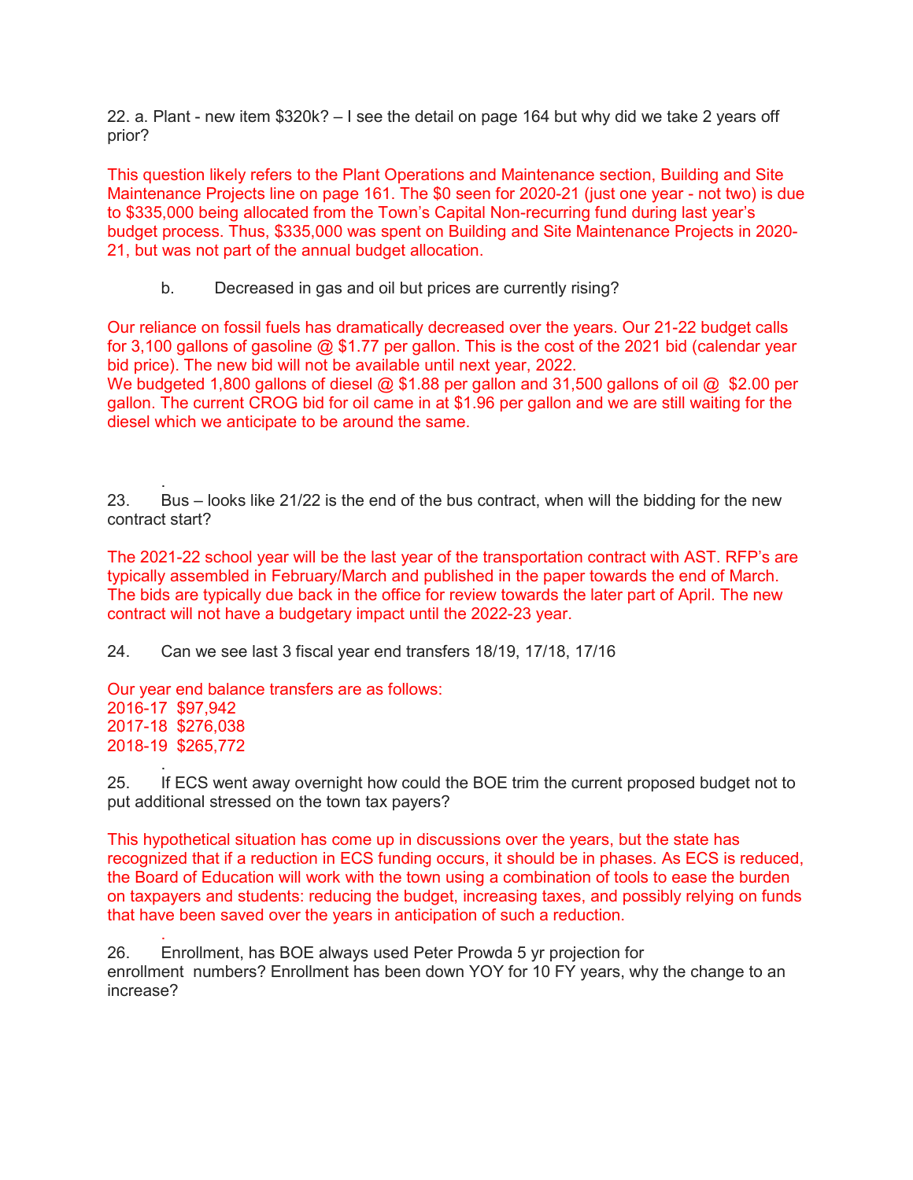22. a. Plant - new item $320k? – I see the detail on page 164 but why did we take 2 years off prior?

This question likely refers to the Plant Operations and Maintenance section, Building and Site Maintenance Projects line on page 161. The $0 seen for 2020-21 (just one year - not two) is due to $335,000 being allocated from the Town's Capital Non-recurring fund during last year's budget process. Thus, $335,000 was spent on Building and Site Maintenance Projects in 2020-21, but was not part of the annual budget allocation.

b. Decreased in gas and oil but prices are currently rising?

Our reliance on fossil fuels has dramatically decreased over the years. Our 21-22 budget calls for 3,100 gallons of gasoline @ $1.77 per gallon. This is the cost of the 2021 bid (calendar year bid price). The new bid will not be available until next year, 2022.
We budgeted 1,800 gallons of diesel @ $1.88 per gallon and 31,500 gallons of oil @ $2.00 per gallon. The current CROG bid for oil came in at $1.96 per gallon and we are still waiting for the diesel which we anticipate to be around the same.

.

23. Bus – looks like 21/22 is the end of the bus contract, when will the bidding for the new contract start?

The 2021-22 school year will be the last year of the transportation contract with AST. RFP's are typically assembled in February/March and published in the paper towards the end of March. The bids are typically due back in the office for review towards the later part of April. The new contract will not have a budgetary impact until the 2022-23 year.

24. Can we see last 3 fiscal year end transfers 18/19, 17/18, 17/16

Our year end balance transfers are as follows:
2016-17 $97,942
2017-18 $276,038
2018-19 $265,772

.

25. If ECS went away overnight how could the BOE trim the current proposed budget not to put additional stressed on the town tax payers?

This hypothetical situation has come up in discussions over the years, but the state has recognized that if a reduction in ECS funding occurs, it should be in phases. As ECS is reduced, the Board of Education will work with the town using a combination of tools to ease the burden on taxpayers and students: reducing the budget, increasing taxes, and possibly relying on funds that have been saved over the years in anticipation of such a reduction.

.

26. Enrollment, has BOE always used Peter Prowda 5 yr projection for enrollment numbers? Enrollment has been down YOY for 10 FY years, why the change to an increase?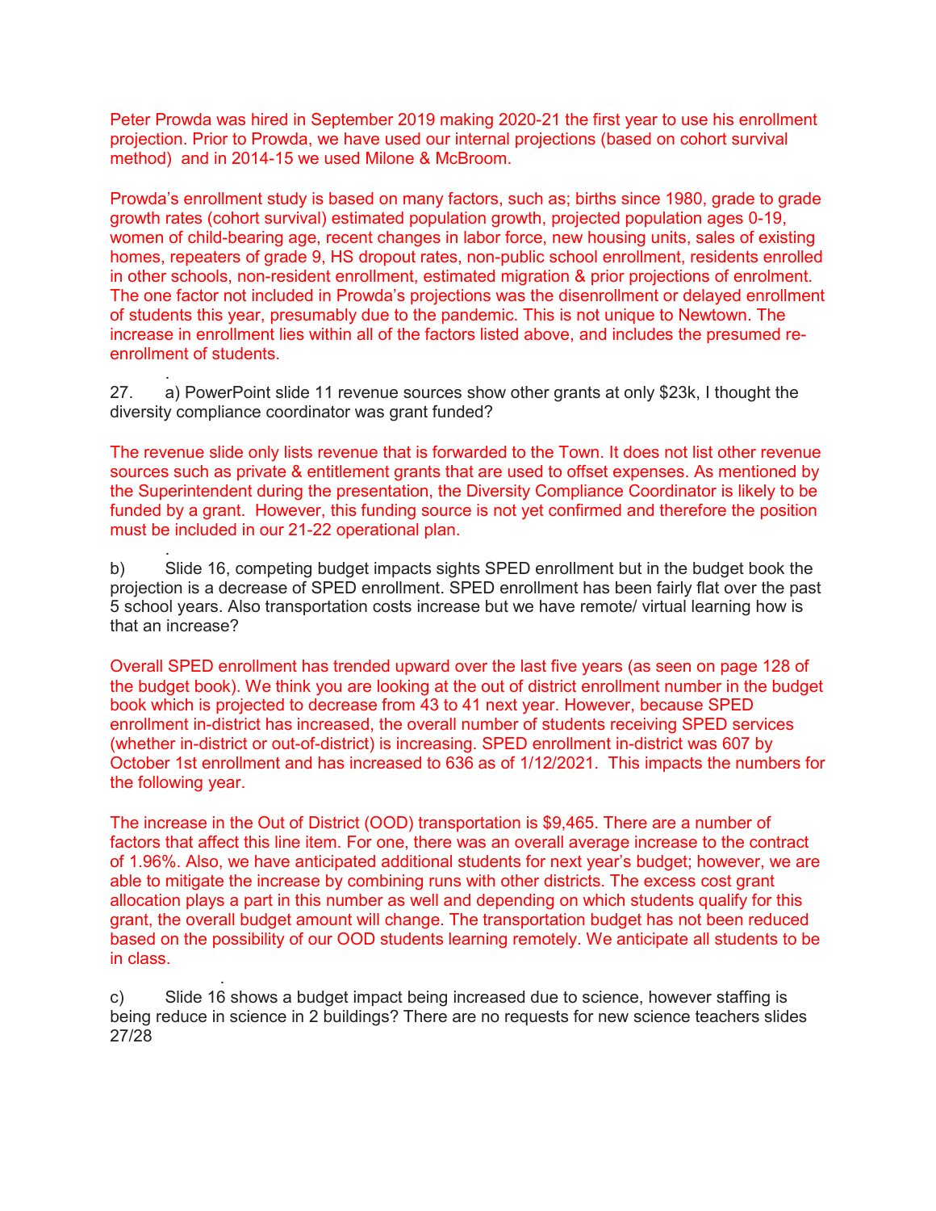Peter Prowda was hired in September 2019 making 2020-21 the first year to use his enrollment projection. Prior to Prowda, we have used our internal projections (based on cohort survival method) and in 2014-15 we used Milone & McBroom.

Prowda's enrollment study is based on many factors, such as; births since 1980, grade to grade growth rates (cohort survival) estimated population growth, projected population ages 0-19, women of child-bearing age, recent changes in labor force, new housing units, sales of existing homes, repeaters of grade 9, HS dropout rates, non-public school enrollment, residents enrolled in other schools, non-resident enrollment, estimated migration & prior projections of enrolment. The one factor not included in Prowda's projections was the disenrollment or delayed enrollment of students this year, presumably due to the pandemic. This is not unique to Newtown. The increase in enrollment lies within all of the factors listed above, and includes the presumed re-enrollment of students.

.

27. a) PowerPoint slide 11 revenue sources show other grants at only $23k, I thought the diversity compliance coordinator was grant funded?

The revenue slide only lists revenue that is forwarded to the Town. It does not list other revenue sources such as private & entitlement grants that are used to offset expenses. As mentioned by the Superintendent during the presentation, the Diversity Compliance Coordinator is likely to be funded by a grant. However, this funding source is not yet confirmed and therefore the position must be included in our 21-22 operational plan.

.

b) Slide 16, competing budget impacts sights SPED enrollment but in the budget book the projection is a decrease of SPED enrollment. SPED enrollment has been fairly flat over the past 5 school years. Also transportation costs increase but we have remote/ virtual learning how is that an increase?

Overall SPED enrollment has trended upward over the last five years (as seen on page 128 of the budget book). We think you are looking at the out of district enrollment number in the budget book which is projected to decrease from 43 to 41 next year. However, because SPED enrollment in-district has increased, the overall number of students receiving SPED services (whether in-district or out-of-district) is increasing. SPED enrollment in-district was 607 by October 1st enrollment and has increased to 636 as of 1/12/2021. This impacts the numbers for the following year.

The increase in the Out of District (OOD) transportation is $9,465. There are a number of factors that affect this line item. For one, there was an overall average increase to the contract of 1.96%. Also, we have anticipated additional students for next year's budget; however, we are able to mitigate the increase by combining runs with other districts. The excess cost grant allocation plays a part in this number as well and depending on which students qualify for this grant, the overall budget amount will change. The transportation budget has not been reduced based on the possibility of our OOD students learning remotely. We anticipate all students to be in class.

.

c) Slide 16 shows a budget impact being increased due to science, however staffing is being reduce in science in 2 buildings? There are no requests for new science teachers slides 27/28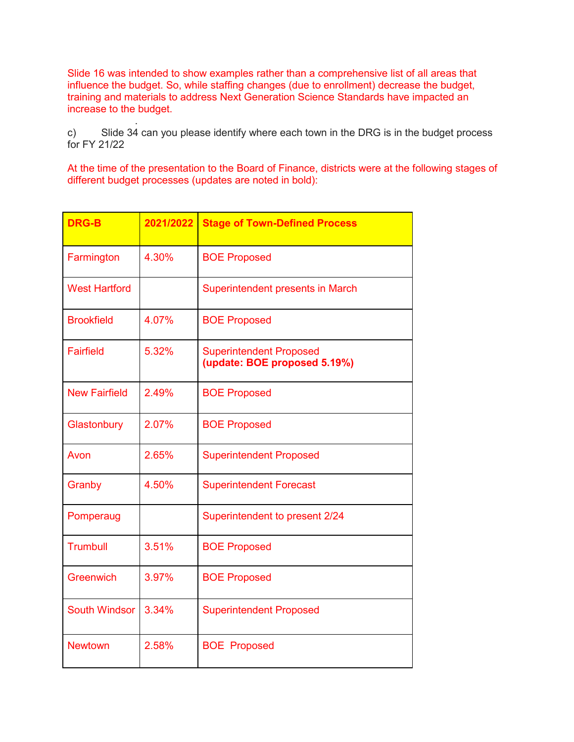Slide 16 was intended to show examples rather than a comprehensive list of all areas that influence the budget. So, while staffing changes (due to enrollment) decrease the budget, training and materials to address Next Generation Science Standards have impacted an increase to the budget.

c) Slide 34 can you please identify where each town in the DRG is in the budget process for FY 21/22

At the time of the presentation to the Board of Finance, districts were at the following stages of different budget processes (updates are noted in bold):

| DRG-B | 2021/2022 | Stage of Town-Defined Process |
|---|---|---|
| Farmington | 4.30% | BOE Proposed |
| West Hartford | | Superintendent presents in March |
| Brookfield | 4.07% | BOE Proposed |
| Fairfield | 5.32% | Superintendent Proposed **(update: BOE proposed 5.19%)** |
| New Fairfield | 2.49% | BOE Proposed |
| Glastonbury | 2.07% | BOE Proposed |
| Avon | 2.65% | Superintendent Proposed |
| Granby | 4.50% | Superintendent Forecast |
| Pomperaug | | Superintendent to present 2/24 |
| Trumbull | 3.51% | BOE Proposed |
| Greenwich | 3.97% | BOE Proposed |
| South Windsor | 3.34% | Superintendent Proposed |
| Newtown | 2.58% | BOE Proposed |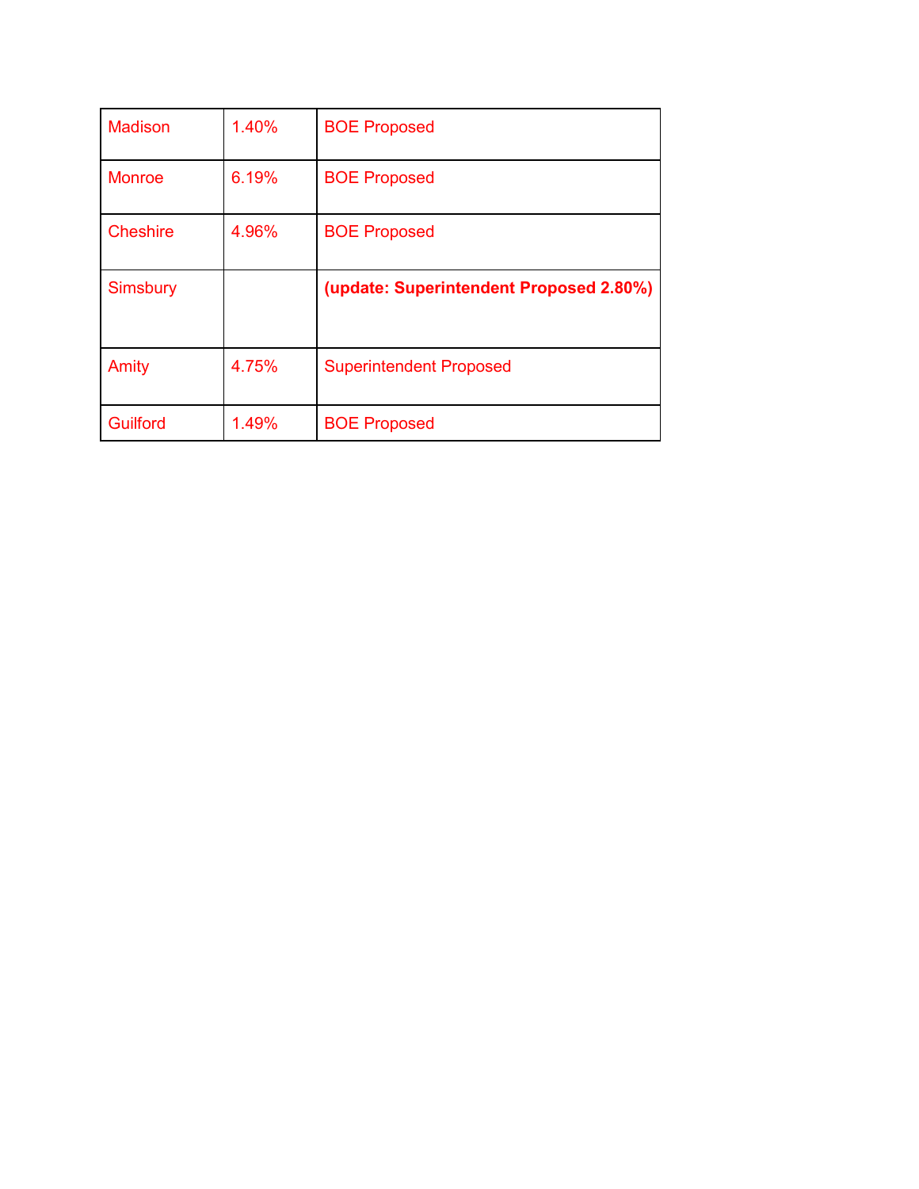| | | |
|---|---|---|
| Madison | 1.40% | BOE Proposed |
| Monroe | 6.19% | BOE Proposed |
| Cheshire | 4.96% | BOE Proposed |
| Simsbury | | **(update: Superintendent Proposed 2.80%)** |
| Amity | 4.75% | Superintendent Proposed |
| Guilford | 1.49% | BOE Proposed |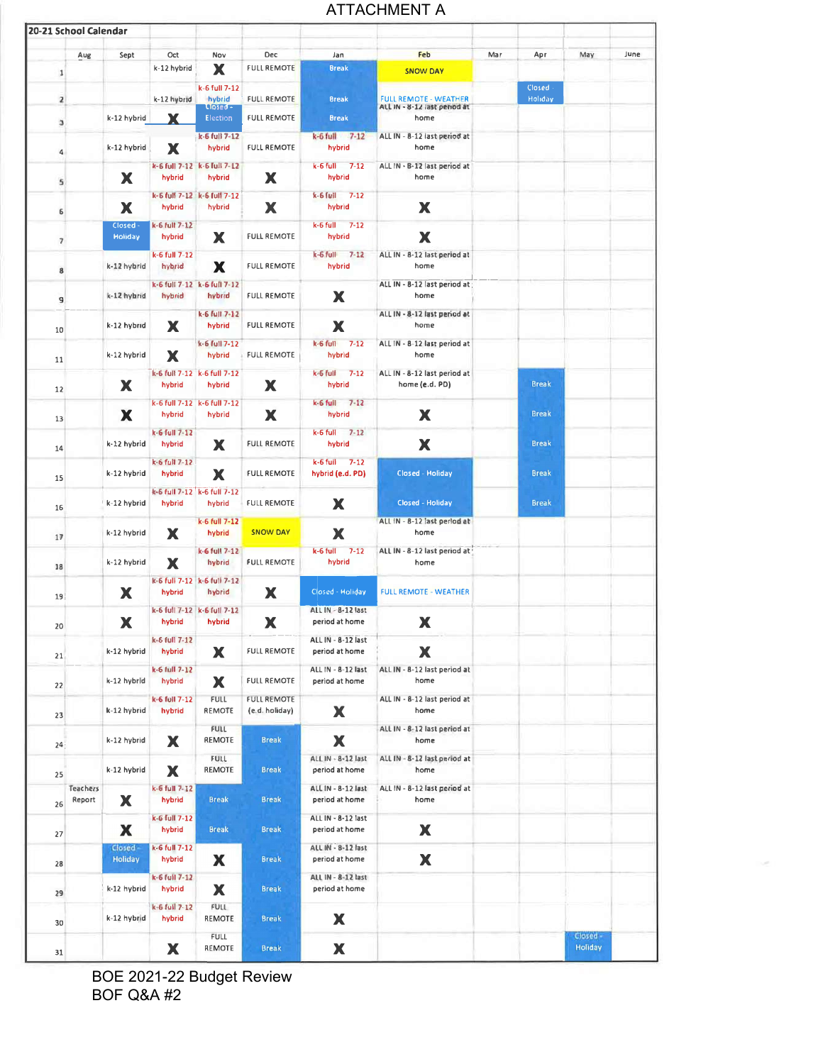ATTACHMENT A

**20-21 School Calendar**

| | Aug | Sept | Oct | Nov | Dec | Jan | Feb | Mar | Apr | May | June |
|---|---|---|---|---|---|---|---|---|---|---|---|
| 1 | | | k-12 hybrid | X | FULL REMOTE | Break | SNOW DAY | | | | |
| 2 | | | k-12 hybrid | k-6 full 7-12 hybrid | FULL REMOTE | Break | FULL REMOTE - WEATHER | | Closed Holiday | | |
| 3 | | k-12 hybrid | X | Closed - Election | FULL REMOTE | Break | ALL IN - 8-12 last period at home | | | | |
| 4 | | k-12 hybrid | X | k-6 full 7-12 hybrid | FULL REMOTE | k-6 full 7-12 hybrid | ALL IN - 8-12 last period at home | | | | |
| 5 | | X | k-6 full 7-12 hybrid | k-6 full 7-12 hybrid | X | k-6 full 7-12 hybrid | ALL IN - 8-12 last period at home | | | | |
| 6 | | X | k-6 full 7-12 hybrid | k-6 full 7-12 hybrid | X | k-6 full 7-12 hybrid | X | | | | |
| 7 | | Closed - Holiday | k-6 full 7-12 hybrid | X | FULL REMOTE | k-6 full 7-12 hybrid | X | | | | |
| 8 | | k-12 hybrid | k-6 full 7-12 hybrid | X | FULL REMOTE | k-6 full 7-12 hybrid | ALL IN - 8-12 last period at home | | | | |
| 9 | | k-12 hybrid | k-6 full 7-12 hybrid | k-6 full 7-12 hybrid | FULL REMOTE | X | ALL IN - 8-12 last period at home | | | | |
| 10 | | k-12 hybrid | X | k-6 full 7-12 hybrid | FULL REMOTE | X | ALL IN - 8-12 last period at home | | | | |
| 11 | | k-12 hybrid | X | k-6 full 7-12 hybrid | FULL REMOTE | k-6 full 7-12 hybrid | ALL IN - 8-12 last period at home | | | | |
| 12 | | X | k-6 full 7-12 hybrid | k-6 full 7-12 hybrid | X | k-6 full 7-12 hybrid | ALL IN - 8-12 last period at home (e.d. PD) | | Break | | |
| 13 | | X | k-6 full 7-12 hybrid | k-6 full 7-12 hybrid | X | k-6 full 7-12 hybrid | X | | Break | | |
| 14 | | k-12 hybrid | k-6 full 7-12 hybrid | X | FULL REMOTE | k-6 full 7-12 hybrid | X | | Break | | |
| 15 | | k-12 hybrid | k-6 full 7-12 hybrid | X | FULL REMOTE | k-6 full 7-12 hybrid (e.d. PD) | Closed - Holiday | | Break | | |
| 16 | | k-12 hybrid | k-6 full 7-12 hybrid | k-6 full 7-12 hybrid | FULL REMOTE | X | Closed - Holiday | | Break | | |
| 17 | | k-12 hybrid | X | k-6 full 7-12 hybrid | SNOW DAY | X | ALL IN - 8-12 last period at home | | | | |
| 18 | | k-12 hybrid | X | k-6 full 7-12 hybrid | FULL REMOTE | k-6 full 7-12 hybrid | ALL IN - 8-12 last period at home | | | | |
| 19 | | X | k-6 full 7-12 hybrid | k-6 full 7-12 hybrid | X | Closed - Holiday | FULL REMOTE - WEATHER | | | | |
| 20 | | X | k-6 full 7-12 hybrid | k-6 full 7-12 hybrid | X | ALL IN - 8-12 last period at home | X | | | | |
| 21 | | k-12 hybrid | k-6 full 7-12 hybrid | X | FULL REMOTE | ALL IN - 8-12 last period at home | X | | | | |
| 22 | | k-12 hybrid | k-6 full 7-12 hybrid | X | FULL REMOTE | ALL IN - 8-12 last period at home | ALL IN - 8-12 last period at home | | | | |
| 23 | | k-12 hybrid | k-6 full 7-12 hybrid | FULL REMOTE | FULL REMOTE (e.d. holiday) | X | ALL IN - 8-12 last period at home | | | | |
| 24 | | k-12 hybrid | X | FULL REMOTE | Break | X | ALL IN - 8-12 last period at home | | | | |
| 25 | | k-12 hybrid | X | FULL REMOTE | Break | ALL IN - 8-12 last period at home | ALL IN - 8-12 last period at home | | | | |
| 26 | Teachers Report | X | k-6 full 7-12 hybrid | Break | Break | ALL IN - 8-12 last period at home | ALL IN - 8-12 last period at home | | | | |
| 27 | | X | k-6 full 7-12 hybrid | Break | Break | ALL IN - 8-12 last period at home | X | | | | |
| 28 | | Closed - Holiday | k-6 full 7-12 hybrid | X | Break | ALL IN - 8-12 last period at home | X | | | | |
| 29 | | k-12 hybrid | k-6 full 7-12 hybrid | X | Break | ALL IN - 8-12 last period at home | | | | | |
| 30 | | k-12 hybrid | k-6 full 7-12 hybrid | FULL REMOTE | Break | X | | | | | |
| 31 | | | X | FULL REMOTE | Break | X | | | | Closed - Holiday | |

BOE 2021-22 Budget Review
BOF Q&A #2